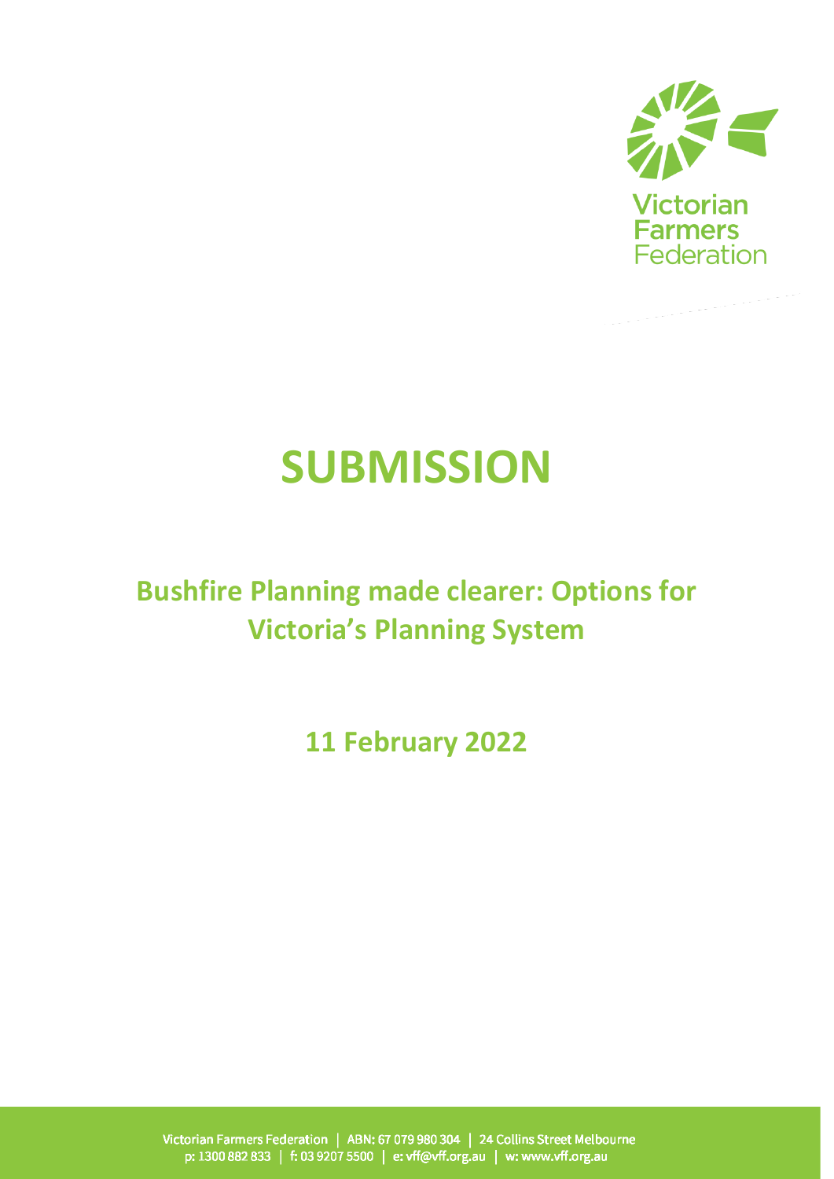Victorian Farmers Federation

# SUBMISSION

## Bushfire Planning made clearer: Options for Victoria's Planning System

**11 February 2022**

Victorian Farmers Federation | ABN: 67 079 980 304 | 24 Collins Street Melbourne
p: 1300 882 833 | f: 03 9207 5500 | e: vff@vff.org.au | w: www.vff.org.au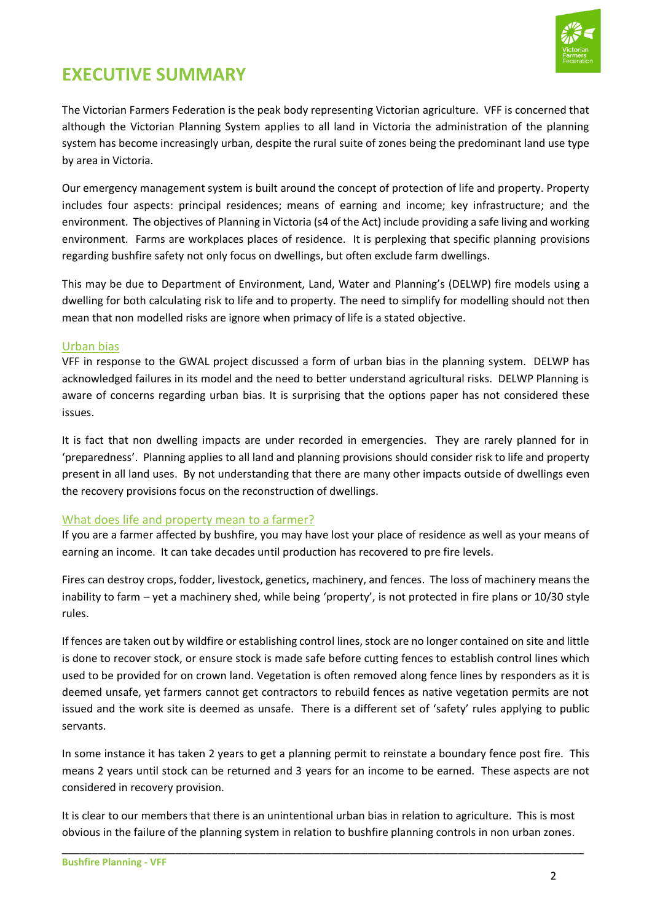# EXECUTIVE SUMMARY

The Victorian Farmers Federation is the peak body representing Victorian agriculture. VFF is concerned that although the Victorian Planning System applies to all land in Victoria the administration of the planning system has become increasingly urban, despite the rural suite of zones being the predominant land use type by area in Victoria.

Our emergency management system is built around the concept of protection of life and property. Property includes four aspects: principal residences; means of earning and income; key infrastructure; and the environment. The objectives of Planning in Victoria (s4 of the Act) include providing a safe living and working environment. Farms are workplaces places of residence. It is perplexing that specific planning provisions regarding bushfire safety not only focus on dwellings, but often exclude farm dwellings.

This may be due to Department of Environment, Land, Water and Planning's (DELWP) fire models using a dwelling for both calculating risk to life and to property. The need to simplify for modelling should not then mean that non modelled risks are ignore when primacy of life is a stated objective.

## Urban bias

VFF in response to the GWAL project discussed a form of urban bias in the planning system. DELWP has acknowledged failures in its model and the need to better understand agricultural risks. DELWP Planning is aware of concerns regarding urban bias. It is surprising that the options paper has not considered these issues.

It is fact that non dwelling impacts are under recorded in emergencies. They are rarely planned for in 'preparedness'. Planning applies to all land and planning provisions should consider risk to life and property present in all land uses. By not understanding that there are many other impacts outside of dwellings even the recovery provisions focus on the reconstruction of dwellings.

## What does life and property mean to a farmer?

If you are a farmer affected by bushfire, you may have lost your place of residence as well as your means of earning an income. It can take decades until production has recovered to pre fire levels.

Fires can destroy crops, fodder, livestock, genetics, machinery, and fences. The loss of machinery means the inability to farm – yet a machinery shed, while being 'property', is not protected in fire plans or 10/30 style rules.

If fences are taken out by wildfire or establishing control lines, stock are no longer contained on site and little is done to recover stock, or ensure stock is made safe before cutting fences to establish control lines which used to be provided for on crown land. Vegetation is often removed along fence lines by responders as it is deemed unsafe, yet farmers cannot get contractors to rebuild fences as native vegetation permits are not issued and the work site is deemed as unsafe. There is a different set of 'safety' rules applying to public servants.

In some instance it has taken 2 years to get a planning permit to reinstate a boundary fence post fire. This means 2 years until stock can be returned and 3 years for an income to be earned. These aspects are not considered in recovery provision.

It is clear to our members that there is an unintentional urban bias in relation to agriculture. This is most obvious in the failure of the planning system in relation to bushfire planning controls in non urban zones.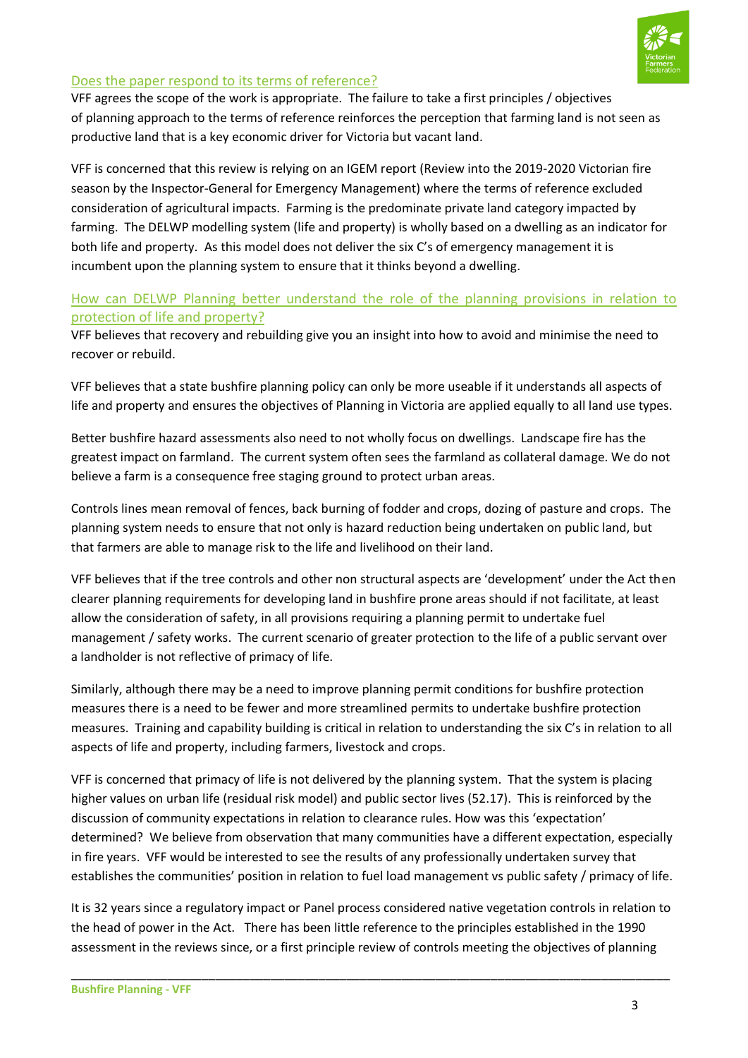## Does the paper respond to its terms of reference?

VFF agrees the scope of the work is appropriate. The failure to take a first principles / objectives of planning approach to the terms of reference reinforces the perception that farming land is not seen as productive land that is a key economic driver for Victoria but vacant land.

VFF is concerned that this review is relying on an IGEM report (Review into the 2019-2020 Victorian fire season by the Inspector-General for Emergency Management) where the terms of reference excluded consideration of agricultural impacts. Farming is the predominate private land category impacted by farming. The DELWP modelling system (life and property) is wholly based on a dwelling as an indicator for both life and property. As this model does not deliver the six C's of emergency management it is incumbent upon the planning system to ensure that it thinks beyond a dwelling.

## How can DELWP Planning better understand the role of the planning provisions in relation to protection of life and property?

VFF believes that recovery and rebuilding give you an insight into how to avoid and minimise the need to recover or rebuild.

VFF believes that a state bushfire planning policy can only be more useable if it understands all aspects of life and property and ensures the objectives of Planning in Victoria are applied equally to all land use types.

Better bushfire hazard assessments also need to not wholly focus on dwellings. Landscape fire has the greatest impact on farmland. The current system often sees the farmland as collateral damage. We do not believe a farm is a consequence free staging ground to protect urban areas.

Controls lines mean removal of fences, back burning of fodder and crops, dozing of pasture and crops. The planning system needs to ensure that not only is hazard reduction being undertaken on public land, but that farmers are able to manage risk to the life and livelihood on their land.

VFF believes that if the tree controls and other non structural aspects are 'development' under the Act then clearer planning requirements for developing land in bushfire prone areas should if not facilitate, at least allow the consideration of safety, in all provisions requiring a planning permit to undertake fuel management / safety works. The current scenario of greater protection to the life of a public servant over a landholder is not reflective of primacy of life.

Similarly, although there may be a need to improve planning permit conditions for bushfire protection measures there is a need to be fewer and more streamlined permits to undertake bushfire protection measures. Training and capability building is critical in relation to understanding the six C's in relation to all aspects of life and property, including farmers, livestock and crops.

VFF is concerned that primacy of life is not delivered by the planning system. That the system is placing higher values on urban life (residual risk model) and public sector lives (52.17). This is reinforced by the discussion of community expectations in relation to clearance rules. How was this 'expectation' determined? We believe from observation that many communities have a different expectation, especially in fire years. VFF would be interested to see the results of any professionally undertaken survey that establishes the communities' position in relation to fuel load management vs public safety / primacy of life.

It is 32 years since a regulatory impact or Panel process considered native vegetation controls in relation to the head of power in the Act. There has been little reference to the principles established in the 1990 assessment in the reviews since, or a first principle review of controls meeting the objectives of planning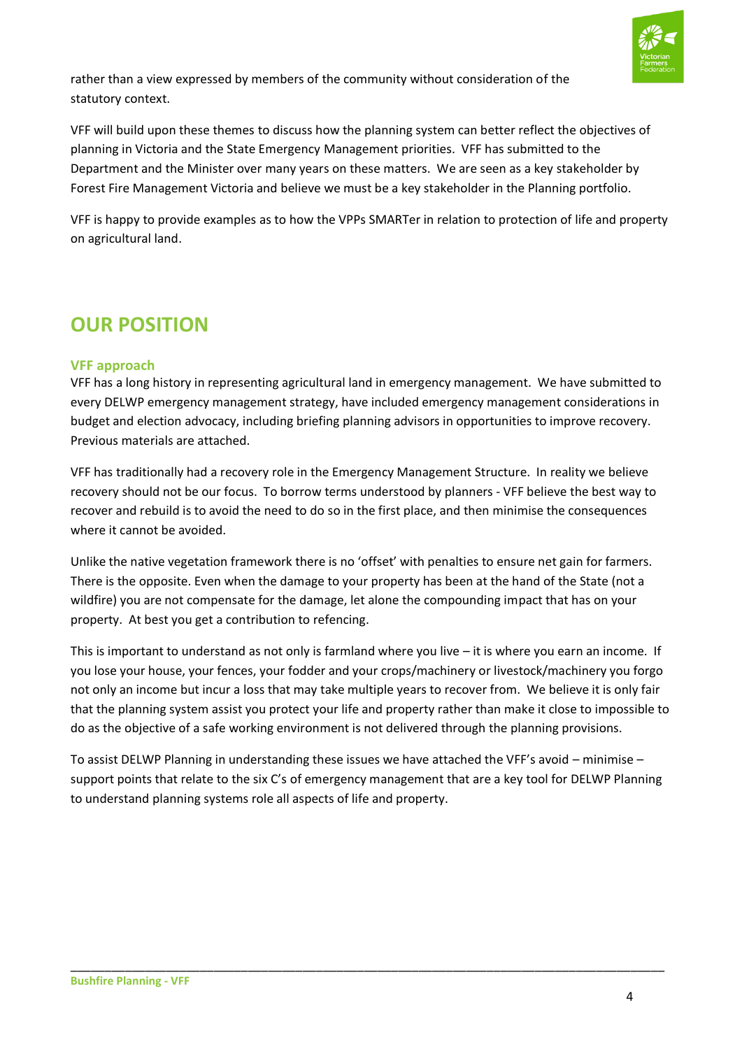rather than a view expressed by members of the community without consideration of the statutory context.

VFF will build upon these themes to discuss how the planning system can better reflect the objectives of planning in Victoria and the State Emergency Management priorities. VFF has submitted to the Department and the Minister over many years on these matters. We are seen as a key stakeholder by Forest Fire Management Victoria and believe we must be a key stakeholder in the Planning portfolio.

VFF is happy to provide examples as to how the VPPs SMARTer in relation to protection of life and property on agricultural land.

# OUR POSITION

### VFF approach

VFF has a long history in representing agricultural land in emergency management. We have submitted to every DELWP emergency management strategy, have included emergency management considerations in budget and election advocacy, including briefing planning advisors in opportunities to improve recovery. Previous materials are attached.

VFF has traditionally had a recovery role in the Emergency Management Structure. In reality we believe recovery should not be our focus. To borrow terms understood by planners - VFF believe the best way to recover and rebuild is to avoid the need to do so in the first place, and then minimise the consequences where it cannot be avoided.

Unlike the native vegetation framework there is no 'offset' with penalties to ensure net gain for farmers. There is the opposite. Even when the damage to your property has been at the hand of the State (not a wildfire) you are not compensate for the damage, let alone the compounding impact that has on your property. At best you get a contribution to refencing.

This is important to understand as not only is farmland where you live – it is where you earn an income. If you lose your house, your fences, your fodder and your crops/machinery or livestock/machinery you forgo not only an income but incur a loss that may take multiple years to recover from. We believe it is only fair that the planning system assist you protect your life and property rather than make it close to impossible to do as the objective of a safe working environment is not delivered through the planning provisions.

To assist DELWP Planning in understanding these issues we have attached the VFF's avoid – minimise – support points that relate to the six C's of emergency management that are a key tool for DELWP Planning to understand planning systems role all aspects of life and property.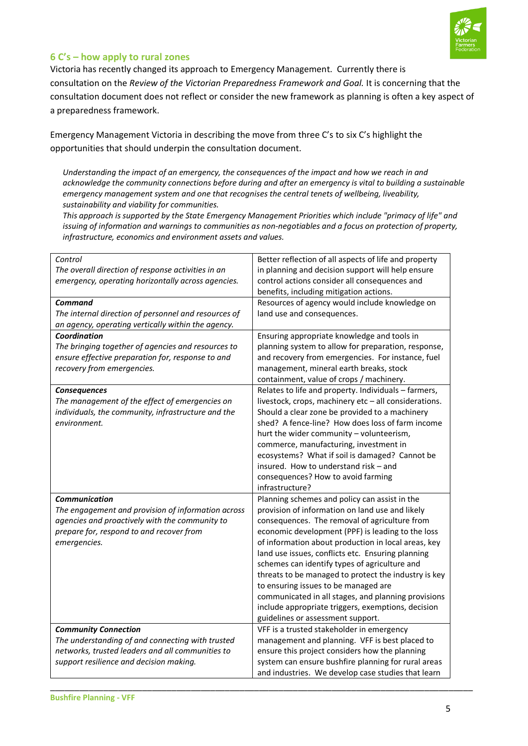## 6 C's – how apply to rural zones

Victoria has recently changed its approach to Emergency Management. Currently there is consultation on the *Review of the Victorian Preparedness Framework and Goal.* It is concerning that the consultation document does not reflect or consider the new framework as planning is often a key aspect of a preparedness framework.

Emergency Management Victoria in describing the move from three C's to six C's highlight the opportunities that should underpin the consultation document.

> *Understanding the impact of an emergency, the consequences of the impact and how we reach in and acknowledge the community connections before during and after an emergency is vital to building a sustainable emergency management system and one that recognises the central tenets of wellbeing, liveability, sustainability and viability for communities.*
> *This approach is supported by the State Emergency Management Priorities which include "primacy of life" and issuing of information and warnings to communities as non-negotiables and a focus on protection of property, infrastructure, economics and environment assets and values.*

| | |
|---|---|
| *Control*<br>*The overall direction of response activities in an emergency, operating horizontally across agencies.* | Better reflection of all aspects of life and property in planning and decision support will help ensure control actions consider all consequences and benefits, including mitigation actions. |
| ***Command***<br>*The internal direction of personnel and resources of an agency, operating vertically within the agency.* | Resources of agency would include knowledge on land use and consequences. |
| ***Coordination***<br>*The bringing together of agencies and resources to ensure effective preparation for, response to and recovery from emergencies.* | Ensuring appropriate knowledge and tools in planning system to allow for preparation, response, and recovery from emergencies. For instance, fuel management, mineral earth breaks, stock containment, value of crops / machinery. |
| ***Consequences***<br>*The management of the effect of emergencies on individuals, the community, infrastructure and the environment.* | Relates to life and property. Individuals – farmers, livestock, crops, machinery etc – all considerations. Should a clear zone be provided to a machinery shed? A fence-line? How does loss of farm income hurt the wider community – volunteerism, commerce, manufacturing, investment in ecosystems? What if soil is damaged? Cannot be insured. How to understand risk – and consequences? How to avoid farming infrastructure? |
| ***Communication***<br>*The engagement and provision of information across agencies and proactively with the community to prepare for, respond to and recover from emergencies.* | Planning schemes and policy can assist in the provision of information on land use and likely consequences. The removal of agriculture from economic development (PPF) is leading to the loss of information about production in local areas, key land use issues, conflicts etc. Ensuring planning schemes can identify types of agriculture and threats to be managed to protect the industry is key to ensuring issues to be managed are communicated in all stages, and planning provisions include appropriate triggers, exemptions, decision guidelines or assessment support. |
| ***Community Connection***<br>*The understanding of and connecting with trusted networks, trusted leaders and all communities to support resilience and decision making.* | VFF is a trusted stakeholder in emergency management and planning. VFF is best placed to ensure this project considers how the planning system can ensure bushfire planning for rural areas and industries. We develop case studies that learn |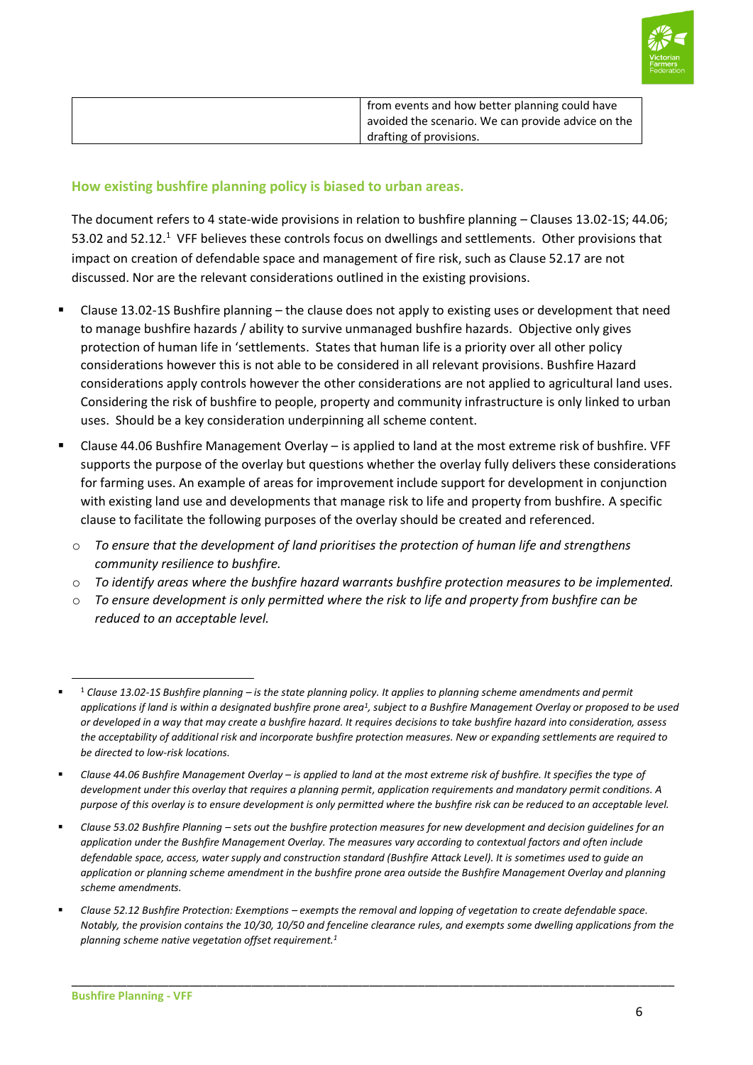|  | from events and how better planning could have avoided the scenario. We can provide advice on the drafting of provisions. |
|---|---|

## How existing bushfire planning policy is biased to urban areas.

The document refers to 4 state-wide provisions in relation to bushfire planning – Clauses 13.02-1S; 44.06; 53.02 and 52.12.[1] VFF believes these controls focus on dwellings and settlements. Other provisions that impact on creation of defendable space and management of fire risk, such as Clause 52.17 are not discussed. Nor are the relevant considerations outlined in the existing provisions.

- Clause 13.02-1S Bushfire planning – the clause does not apply to existing uses or development that need to manage bushfire hazards / ability to survive unmanaged bushfire hazards. Objective only gives protection of human life in 'settlements. States that human life is a priority over all other policy considerations however this is not able to be considered in all relevant provisions. Bushfire Hazard considerations apply controls however the other considerations are not applied to agricultural land uses. Considering the risk of bushfire to people, property and community infrastructure is only linked to urban uses. Should be a key consideration underpinning all scheme content.
- Clause 44.06 Bushfire Management Overlay – is applied to land at the most extreme risk of bushfire. VFF supports the purpose of the overlay but questions whether the overlay fully delivers these considerations for farming uses. An example of areas for improvement include support for development in conjunction with existing land use and developments that manage risk to life and property from bushfire. A specific clause to facilitate the following purposes of the overlay should be created and referenced.
  - *To ensure that the development of land prioritises the protection of human life and strengthens community resilience to bushfire.*
  - *To identify areas where the bushfire hazard warrants bushfire protection measures to be implemented.*
  - *To ensure development is only permitted where the risk to life and property from bushfire can be reduced to an acceptable level.*

---

- [1] *Clause 13.02-1S Bushfire planning – is the state planning policy. It applies to planning scheme amendments and permit applications if land is within a designated bushfire prone area[1], subject to a Bushfire Management Overlay or proposed to be used or developed in a way that may create a bushfire hazard. It requires decisions to take bushfire hazard into consideration, assess the acceptability of additional risk and incorporate bushfire protection measures. New or expanding settlements are required to be directed to low-risk locations.*
- *Clause 44.06 Bushfire Management Overlay – is applied to land at the most extreme risk of bushfire. It specifies the type of development under this overlay that requires a planning permit, application requirements and mandatory permit conditions. A purpose of this overlay is to ensure development is only permitted where the bushfire risk can be reduced to an acceptable level.*
- *Clause 53.02 Bushfire Planning – sets out the bushfire protection measures for new development and decision guidelines for an application under the Bushfire Management Overlay. The measures vary according to contextual factors and often include defendable space, access, water supply and construction standard (Bushfire Attack Level). It is sometimes used to guide an application or planning scheme amendment in the bushfire prone area outside the Bushfire Management Overlay and planning scheme amendments.*
- *Clause 52.12 Bushfire Protection: Exemptions – exempts the removal and lopping of vegetation to create defendable space. Notably, the provision contains the 10/30, 10/50 and fenceline clearance rules, and exempts some dwelling applications from the planning scheme native vegetation offset requirement.[1]*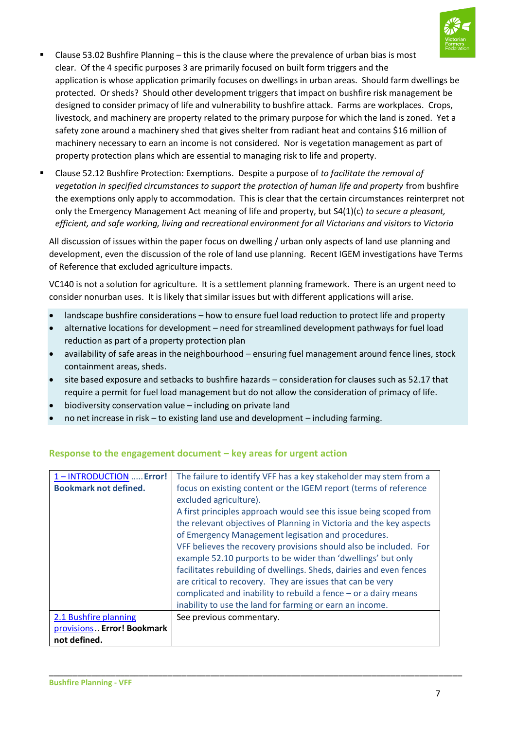- Clause 53.02 Bushfire Planning – this is the clause where the prevalence of urban bias is most clear. Of the 4 specific purposes 3 are primarily focused on built form triggers and the application is whose application primarily focuses on dwellings in urban areas. Should farm dwellings be protected. Or sheds? Should other development triggers that impact on bushfire risk management be designed to consider primacy of life and vulnerability to bushfire attack. Farms are workplaces. Crops, livestock, and machinery are property related to the primary purpose for which the land is zoned. Yet a safety zone around a machinery shed that gives shelter from radiant heat and contains $16 million of machinery necessary to earn an income is not considered. Nor is vegetation management as part of property protection plans which are essential to managing risk to life and property.
- Clause 52.12 Bushfire Protection: Exemptions. Despite a purpose of *to facilitate the removal of vegetation in specified circumstances to support the protection of human life and property* from bushfire the exemptions only apply to accommodation. This is clear that the certain circumstances reinterpret not only the Emergency Management Act meaning of life and property, but S4(1)(c) *to secure a pleasant, efficient, and safe working, living and recreational environment for all Victorians and visitors to Victoria*

All discussion of issues within the paper focus on dwelling / urban only aspects of land use planning and development, even the discussion of the role of land use planning. Recent IGEM investigations have Terms of Reference that excluded agriculture impacts.

VC140 is not a solution for agriculture. It is a settlement planning framework. There is an urgent need to consider nonurban uses. It is likely that similar issues but with different applications will arise.

- landscape bushfire considerations – how to ensure fuel load reduction to protect life and property
- alternative locations for development – need for streamlined development pathways for fuel load reduction as part of a property protection plan
- availability of safe areas in the neighbourhood – ensuring fuel management around fence lines, stock containment areas, sheds.
- site based exposure and setbacks to bushfire hazards – consideration for clauses such as 52.17 that require a permit for fuel load management but do not allow the consideration of primacy of life.
- biodiversity conservation value – including on private land
- no net increase in risk – to existing land use and development – including farming.

## Response to the engagement document – key areas for urgent action

| | |
|---|---|
| 1 – INTRODUCTION ..... **Error! Bookmark not defined.** | The failure to identify VFF has a key stakeholder may stem from a focus on existing content or the IGEM report (terms of reference excluded agriculture).<br>A first principles approach would see this issue being scoped from the relevant objectives of Planning in Victoria and the key aspects of Emergency Management legislation and procedures.<br>VFF believes the recovery provisions should also be included. For example 52.10 purports to be wider than 'dwellings' but only facilitates rebuilding of dwellings. Sheds, dairies and even fences are critical to recovery. They are issues that can be very complicated and inability to rebuild a fence – or a dairy means inability to use the land for farming or earn an income. |
| 2.1 Bushfire planning provisions .. **Error! Bookmark not defined.** | See previous commentary. |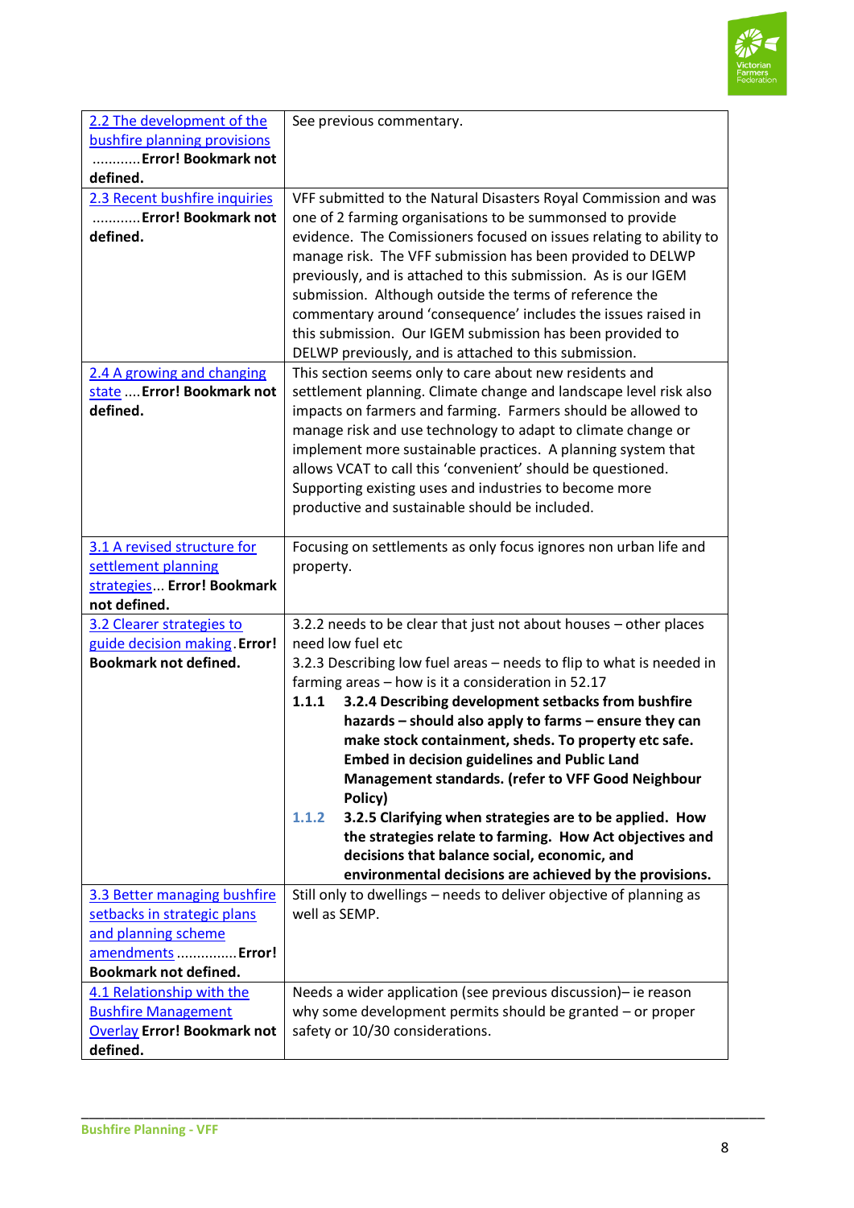| | |
|---|---|
| 2.2 The development of the bushfire planning provisions ............**Error! Bookmark not defined.** | See previous commentary. |
| 2.3 Recent bushfire inquiries ............**Error! Bookmark not defined.** | VFF submitted to the Natural Disasters Royal Commission and was one of 2 farming organisations to be summonsed to provide evidence. The Comissioners focused on issues relating to ability to manage risk. The VFF submission has been provided to DELWP previously, and is attached to this submission. As is our IGEM submission. Although outside the terms of reference the commentary around 'consequence' includes the issues raised in this submission. Our IGEM submission has been provided to DELWP previously, and is attached to this submission. |
| 2.4 A growing and changing state ....**Error! Bookmark not defined.** | This section seems only to care about new residents and settlement planning. Climate change and landscape level risk also impacts on farmers and farming. Farmers should be allowed to manage risk and use technology to adapt to climate change or implement more sustainable practices. A planning system that allows VCAT to call this 'convenient' should be questioned. Supporting existing uses and industries to become more productive and sustainable should be included. |
| 3.1 A revised structure for settlement planning strategies... **Error! Bookmark not defined.** | Focusing on settlements as only focus ignores non urban life and property. |
| 3.2 Clearer strategies to guide decision making.**Error! Bookmark not defined.** | 3.2.2 needs to be clear that just not about houses – other places need low fuel etc<br>3.2.3 Describing low fuel areas – needs to flip to what is needed in farming areas – how is it a consideration in 52.17<br>1.1.1 **3.2.4 Describing development setbacks from bushfire hazards – should also apply to farms – ensure they can make stock containment, sheds. To property etc safe. Embed in decision guidelines and Public Land Management standards. (refer to VFF Good Neighbour Policy)**<br>1.1.2 **3.2.5 Clarifying when strategies are to be applied. How the strategies relate to farming. How Act objectives and decisions that balance social, economic, and environmental decisions are achieved by the provisions.** |
| 3.3 Better managing bushfire setbacks in strategic plans and planning scheme amendments ...............**Error! Bookmark not defined.** | Still only to dwellings – needs to deliver objective of planning as well as SEMP. |
| 4.1 Relationship with the Bushfire Management Overlay **Error! Bookmark not defined.** | Needs a wider application (see previous discussion)– ie reason why some development permits should be granted – or proper safety or 10/30 considerations. |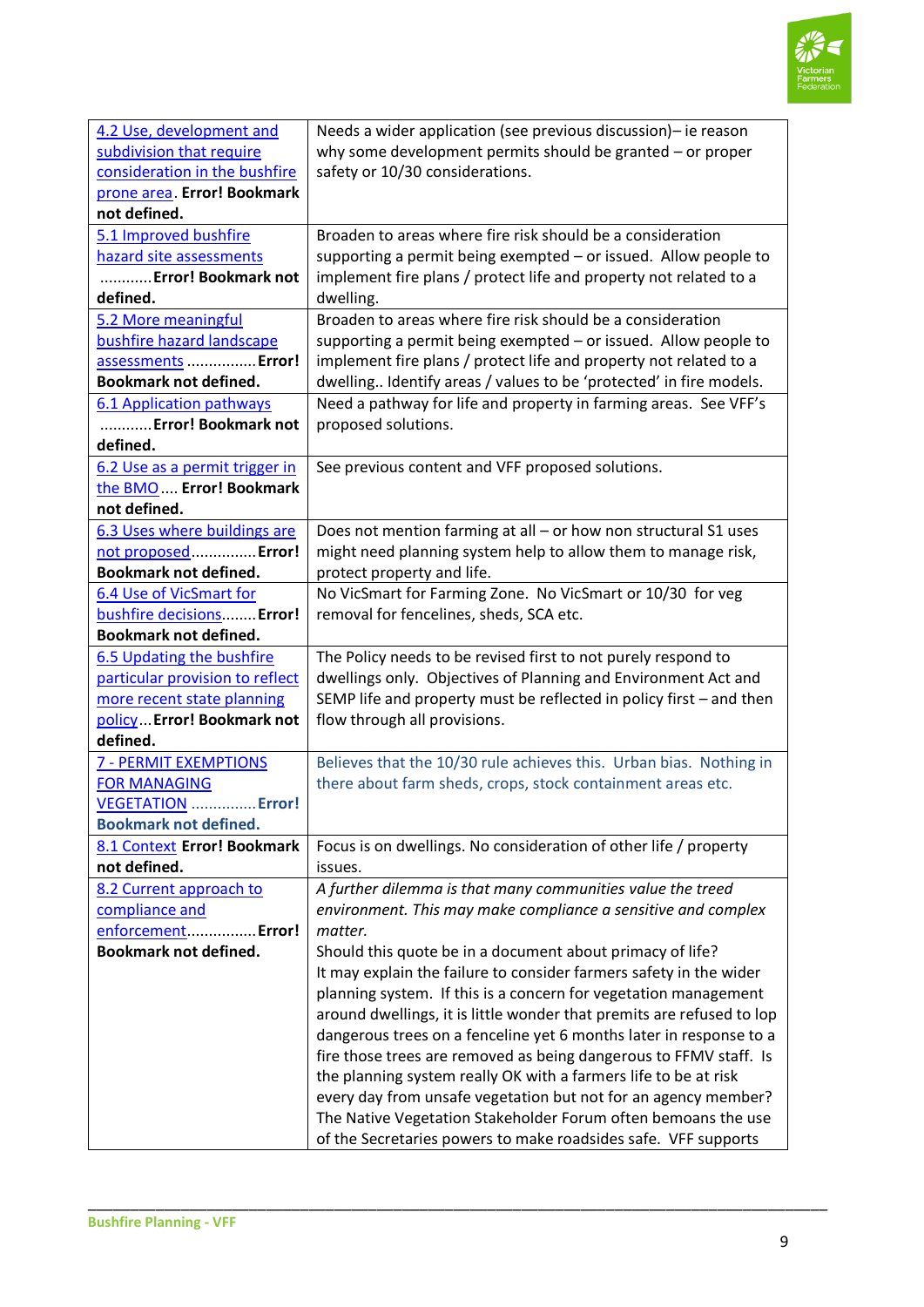| | |
|---|---|
| 4.2 Use, development and subdivision that require consideration in the bushfire prone area. **Error! Bookmark not defined.** | Needs a wider application (see previous discussion)– ie reason why some development permits should be granted – or proper safety or 10/30 considerations. |
| 5.1 Improved bushfire hazard site assessments ............**Error! Bookmark not defined.** | Broaden to areas where fire risk should be a consideration supporting a permit being exempted – or issued. Allow people to implement fire plans / protect life and property not related to a dwelling. |
| 5.2 More meaningful bushfire hazard landscape assessments ................**Error! Bookmark not defined.** | Broaden to areas where fire risk should be a consideration supporting a permit being exempted – or issued. Allow people to implement fire plans / protect life and property not related to a dwelling.. Identify areas / values to be 'protected' in fire models. |
| 6.1 Application pathways ............**Error! Bookmark not defined.** | Need a pathway for life and property in farming areas. See VFF's proposed solutions. |
| 6.2 Use as a permit trigger in the BMO.... **Error! Bookmark not defined.** | See previous content and VFF proposed solutions. |
| 6.3 Uses where buildings are not proposed...............**Error! Bookmark not defined.** | Does not mention farming at all – or how non structural S1 uses might need planning system help to allow them to manage risk, protect property and life. |
| 6.4 Use of VicSmart for bushfire decisions........**Error! Bookmark not defined.** | No VicSmart for Farming Zone. No VicSmart or 10/30 for veg removal for fencelines, sheds, SCA etc. |
| 6.5 Updating the bushfire particular provision to reflect more recent state planning policy...**Error! Bookmark not defined.** | The Policy needs to be revised first to not purely respond to dwellings only. Objectives of Planning and Environment Act and SEMP life and property must be reflected in policy first – and then flow through all provisions. |
| 7 - PERMIT EXEMPTIONS FOR MANAGING VEGETATION ...............**Error! Bookmark not defined.** | Believes that the 10/30 rule achieves this. Urban bias. Nothing in there about farm sheds, crops, stock containment areas etc. |
| 8.1 Context **Error! Bookmark not defined.** | Focus is on dwellings. No consideration of other life / property issues. |
| 8.2 Current approach to compliance and enforcement................**Error! Bookmark not defined.** | *A further dilemma is that many communities value the treed environment. This may make compliance a sensitive and complex matter.* Should this quote be in a document about primacy of life? It may explain the failure to consider farmers safety in the wider planning system. If this is a concern for vegetation management around dwellings, it is little wonder that permits are refused to lop dangerous trees on a fenceline yet 6 months later in response to a fire those trees are removed as being dangerous to FFMV staff. Is the planning system really OK with a farmers life to be at risk every day from unsafe vegetation but not for an agency member? The Native Vegetation Stakeholder Forum often bemoans the use of the Secretaries powers to make roadsides safe. VFF supports |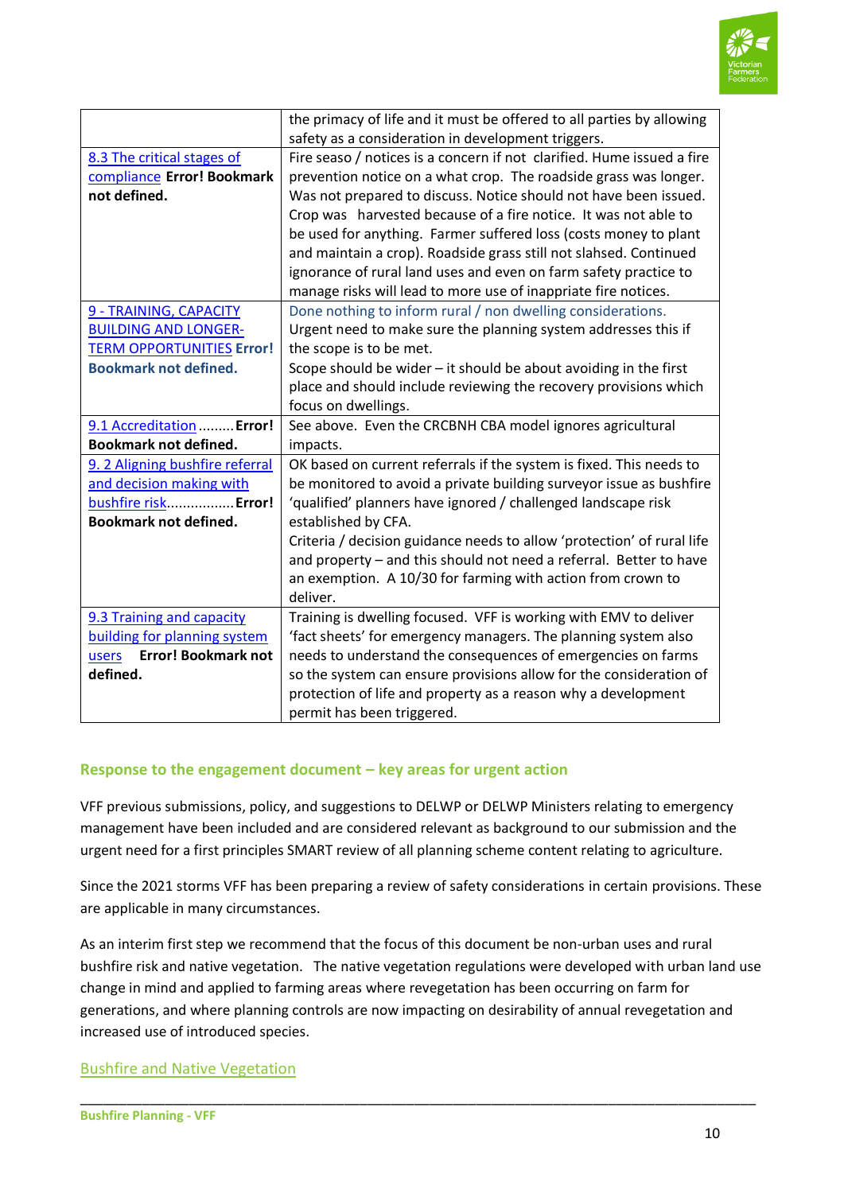| | |
|---|---|
| | the primacy of life and it must be offered to all parties by allowing safety as a consideration in development triggers. |
| 8.3 The critical stages of compliance **Error! Bookmark not defined.** | Fire seaso / notices is a concern if not clarified. Hume issued a fire prevention notice on a what crop. The roadside grass was longer. Was not prepared to discuss. Notice should not have been issued. Crop was harvested because of a fire notice. It was not able to be used for anything. Farmer suffered loss (costs money to plant and maintain a crop). Roadside grass still not slahsed. Continued ignorance of rural land uses and even on farm safety practice to manage risks will lead to more use of inappriate fire notices. |
| 9 - TRAINING, CAPACITY BUILDING AND LONGER-TERM OPPORTUNITIES **Error! Bookmark not defined.** | Done nothing to inform rural / non dwelling considerations. Urgent need to make sure the planning system addresses this if the scope is to be met. Scope should be wider – it should be about avoiding in the first place and should include reviewing the recovery provisions which focus on dwellings. |
| 9.1 Accreditation......... **Error! Bookmark not defined.** | See above. Even the CRCBNH CBA model ignores agricultural impacts. |
| 9. 2 Aligning bushfire referral and decision making with bushfire risk................ **Error! Bookmark not defined.** | OK based on current referrals if the system is fixed. This needs to be monitored to avoid a private building surveyor issue as bushfire 'qualified' planners have ignored / challenged landscape risk established by CFA. Criteria / decision guidance needs to allow 'protection' of rural life and property – and this should not need a referral. Better to have an exemption. A 10/30 for farming with action from crown to deliver. |
| 9.3 Training and capacity building for planning system users **Error! Bookmark not defined.** | Training is dwelling focused. VFF is working with EMV to deliver 'fact sheets' for emergency managers. The planning system also needs to understand the consequences of emergencies on farms so the system can ensure provisions allow for the consideration of protection of life and property as a reason why a development permit has been triggered. |

## Response to the engagement document – key areas for urgent action

VFF previous submissions, policy, and suggestions to DELWP or DELWP Ministers relating to emergency management have been included and are considered relevant as background to our submission and the urgent need for a first principles SMART review of all planning scheme content relating to agriculture.

Since the 2021 storms VFF has been preparing a review of safety considerations in certain provisions. These are applicable in many circumstances.

As an interim first step we recommend that the focus of this document be non-urban uses and rural bushfire risk and native vegetation. The native vegetation regulations were developed with urban land use change in mind and applied to farming areas where revegetation has been occurring on farm for generations, and where planning controls are now impacting on desirability of annual revegetation and increased use of introduced species.

### Bushfire and Native Vegetation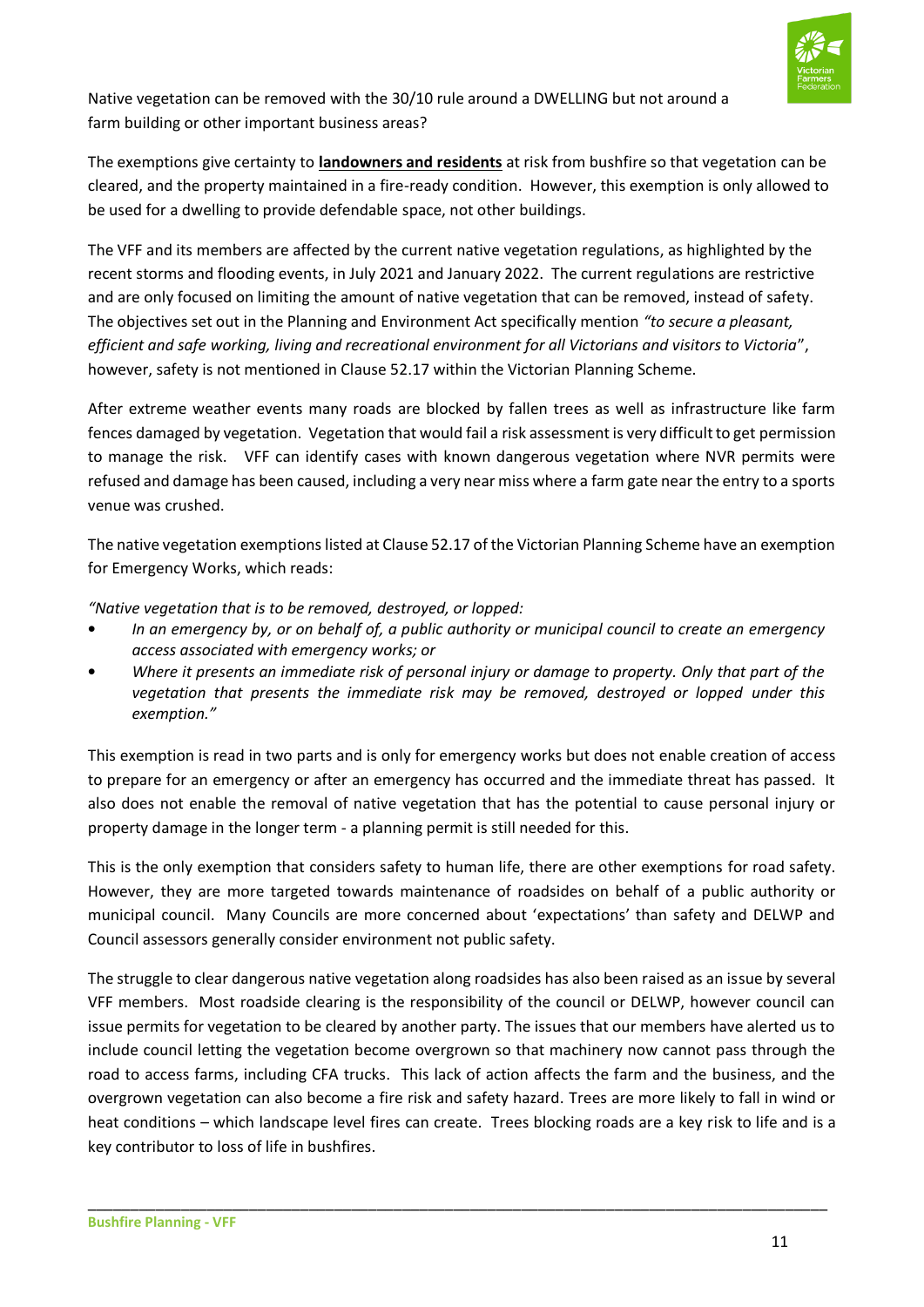Native vegetation can be removed with the 30/10 rule around a DWELLING but not around a farm building or other important business areas?

The exemptions give certainty to **landowners and residents** at risk from bushfire so that vegetation can be cleared, and the property maintained in a fire-ready condition. However, this exemption is only allowed to be used for a dwelling to provide defendable space, not other buildings.

The VFF and its members are affected by the current native vegetation regulations, as highlighted by the recent storms and flooding events, in July 2021 and January 2022. The current regulations are restrictive and are only focused on limiting the amount of native vegetation that can be removed, instead of safety. The objectives set out in the Planning and Environment Act specifically mention *"to secure a pleasant, efficient and safe working, living and recreational environment for all Victorians and visitors to Victoria"*, however, safety is not mentioned in Clause 52.17 within the Victorian Planning Scheme.

After extreme weather events many roads are blocked by fallen trees as well as infrastructure like farm fences damaged by vegetation. Vegetation that would fail a risk assessment is very difficult to get permission to manage the risk. VFF can identify cases with known dangerous vegetation where NVR permits were refused and damage has been caused, including a very near miss where a farm gate near the entry to a sports venue was crushed.

The native vegetation exemptions listed at Clause 52.17 of the Victorian Planning Scheme have an exemption for Emergency Works, which reads:

*"Native vegetation that is to be removed, destroyed, or lopped:*

- *In an emergency by, or on behalf of, a public authority or municipal council to create an emergency access associated with emergency works; or*
- *Where it presents an immediate risk of personal injury or damage to property. Only that part of the vegetation that presents the immediate risk may be removed, destroyed or lopped under this exemption."*

This exemption is read in two parts and is only for emergency works but does not enable creation of access to prepare for an emergency or after an emergency has occurred and the immediate threat has passed. It also does not enable the removal of native vegetation that has the potential to cause personal injury or property damage in the longer term - a planning permit is still needed for this.

This is the only exemption that considers safety to human life, there are other exemptions for road safety. However, they are more targeted towards maintenance of roadsides on behalf of a public authority or municipal council. Many Councils are more concerned about 'expectations' than safety and DELWP and Council assessors generally consider environment not public safety.

The struggle to clear dangerous native vegetation along roadsides has also been raised as an issue by several VFF members. Most roadside clearing is the responsibility of the council or DELWP, however council can issue permits for vegetation to be cleared by another party. The issues that our members have alerted us to include council letting the vegetation become overgrown so that machinery now cannot pass through the road to access farms, including CFA trucks. This lack of action affects the farm and the business, and the overgrown vegetation can also become a fire risk and safety hazard. Trees are more likely to fall in wind or heat conditions – which landscape level fires can create. Trees blocking roads are a key risk to life and is a key contributor to loss of life in bushfires.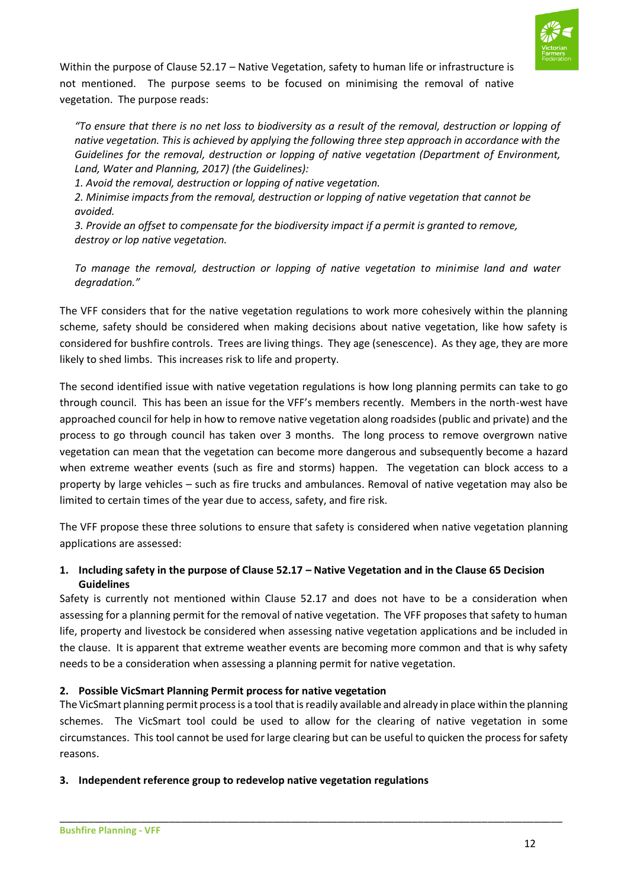Within the purpose of Clause 52.17 – Native Vegetation, safety to human life or infrastructure is not mentioned. The purpose seems to be focused on minimising the removal of native vegetation. The purpose reads:

> *"To ensure that there is no net loss to biodiversity as a result of the removal, destruction or lopping of native vegetation. This is achieved by applying the following three step approach in accordance with the Guidelines for the removal, destruction or lopping of native vegetation (Department of Environment, Land, Water and Planning, 2017) (the Guidelines):*
>
> *1. Avoid the removal, destruction or lopping of native vegetation.*
>
> *2. Minimise impacts from the removal, destruction or lopping of native vegetation that cannot be avoided.*
>
> *3. Provide an offset to compensate for the biodiversity impact if a permit is granted to remove, destroy or lop native vegetation.*
>
> *To manage the removal, destruction or lopping of native vegetation to minimise land and water degradation."*

The VFF considers that for the native vegetation regulations to work more cohesively within the planning scheme, safety should be considered when making decisions about native vegetation, like how safety is considered for bushfire controls. Trees are living things. They age (senescence). As they age, they are more likely to shed limbs. This increases risk to life and property.

The second identified issue with native vegetation regulations is how long planning permits can take to go through council. This has been an issue for the VFF's members recently. Members in the north-west have approached council for help in how to remove native vegetation along roadsides (public and private) and the process to go through council has taken over 3 months. The long process to remove overgrown native vegetation can mean that the vegetation can become more dangerous and subsequently become a hazard when extreme weather events (such as fire and storms) happen. The vegetation can block access to a property by large vehicles – such as fire trucks and ambulances. Removal of native vegetation may also be limited to certain times of the year due to access, safety, and fire risk.

The VFF propose these three solutions to ensure that safety is considered when native vegetation planning applications are assessed:

**1. Including safety in the purpose of Clause 52.17 – Native Vegetation and in the Clause 65 Decision Guidelines**

Safety is currently not mentioned within Clause 52.17 and does not have to be a consideration when assessing for a planning permit for the removal of native vegetation. The VFF proposes that safety to human life, property and livestock be considered when assessing native vegetation applications and be included in the clause. It is apparent that extreme weather events are becoming more common and that is why safety needs to be a consideration when assessing a planning permit for native vegetation.

**2. Possible VicSmart Planning Permit process for native vegetation**

The VicSmart planning permit process is a tool that is readily available and already in place within the planning schemes. The VicSmart tool could be used to allow for the clearing of native vegetation in some circumstances. This tool cannot be used for large clearing but can be useful to quicken the process for safety reasons.

**3. Independent reference group to redevelop native vegetation regulations**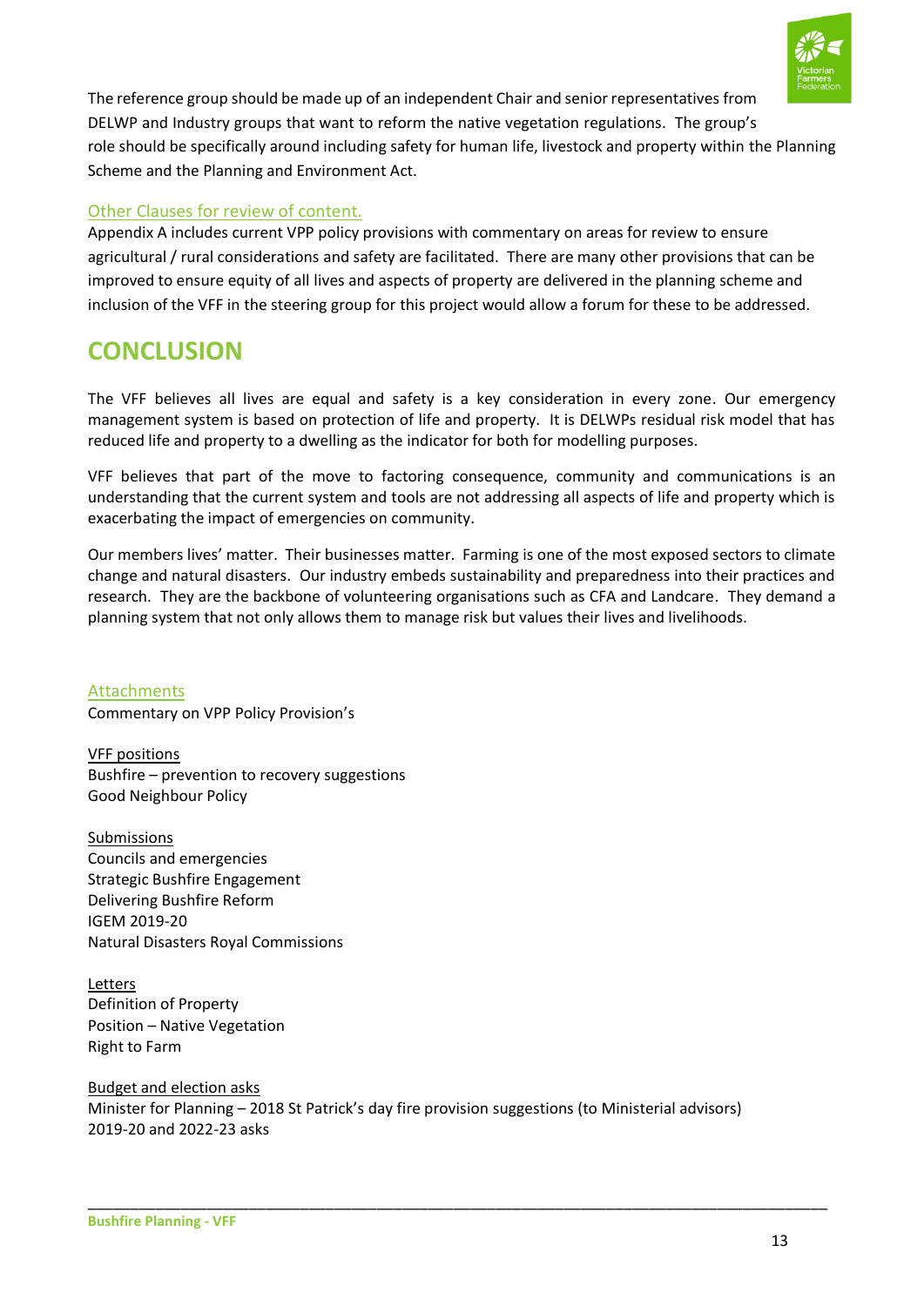The reference group should be made up of an independent Chair and senior representatives from DELWP and Industry groups that want to reform the native vegetation regulations. The group's role should be specifically around including safety for human life, livestock and property within the Planning Scheme and the Planning and Environment Act.

### Other Clauses for review of content.

Appendix A includes current VPP policy provisions with commentary on areas for review to ensure agricultural / rural considerations and safety are facilitated. There are many other provisions that can be improved to ensure equity of all lives and aspects of property are delivered in the planning scheme and inclusion of the VFF in the steering group for this project would allow a forum for these to be addressed.

# CONCLUSION

The VFF believes all lives are equal and safety is a key consideration in every zone. Our emergency management system is based on protection of life and property. It is DELWPs residual risk model that has reduced life and property to a dwelling as the indicator for both for modelling purposes.

VFF believes that part of the move to factoring consequence, community and communications is an understanding that the current system and tools are not addressing all aspects of life and property which is exacerbating the impact of emergencies on community.

Our members lives' matter. Their businesses matter. Farming is one of the most exposed sectors to climate change and natural disasters. Our industry embeds sustainability and preparedness into their practices and research. They are the backbone of volunteering organisations such as CFA and Landcare. They demand a planning system that not only allows them to manage risk but values their lives and livelihoods.

### Attachments

Commentary on VPP Policy Provision's

VFF positions
Bushfire – prevention to recovery suggestions
Good Neighbour Policy

Submissions
Councils and emergencies
Strategic Bushfire Engagement
Delivering Bushfire Reform
IGEM 2019-20
Natural Disasters Royal Commissions

Letters
Definition of Property
Position – Native Vegetation
Right to Farm

Budget and election asks
Minister for Planning – 2018 St Patrick's day fire provision suggestions (to Ministerial advisors)
2019-20 and 2022-23 asks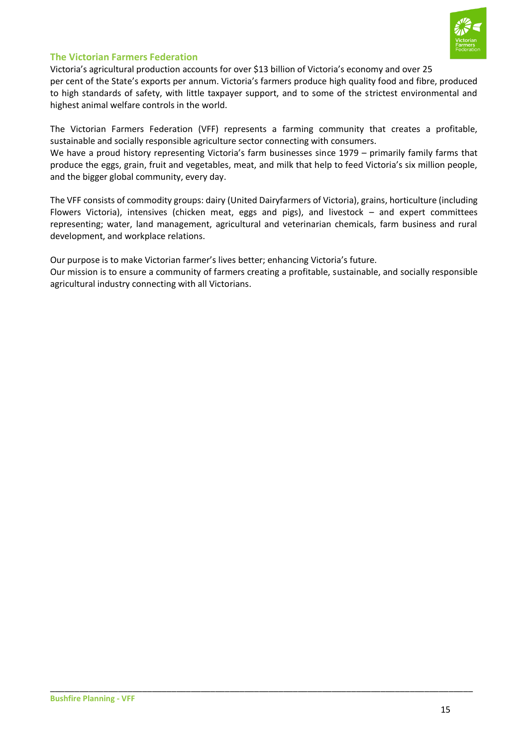## The Victorian Farmers Federation

Victoria's agricultural production accounts for over $13 billion of Victoria's economy and over 25 per cent of the State's exports per annum. Victoria's farmers produce high quality food and fibre, produced to high standards of safety, with little taxpayer support, and to some of the strictest environmental and highest animal welfare controls in the world.

The Victorian Farmers Federation (VFF) represents a farming community that creates a profitable, sustainable and socially responsible agriculture sector connecting with consumers.
We have a proud history representing Victoria's farm businesses since 1979 – primarily family farms that produce the eggs, grain, fruit and vegetables, meat, and milk that help to feed Victoria's six million people, and the bigger global community, every day.

The VFF consists of commodity groups: dairy (United Dairyfarmers of Victoria), grains, horticulture (including Flowers Victoria), intensives (chicken meat, eggs and pigs), and livestock – and expert committees representing; water, land management, agricultural and veterinarian chemicals, farm business and rural development, and workplace relations.

Our purpose is to make Victorian farmer's lives better; enhancing Victoria's future.
Our mission is to ensure a community of farmers creating a profitable, sustainable, and socially responsible agricultural industry connecting with all Victorians.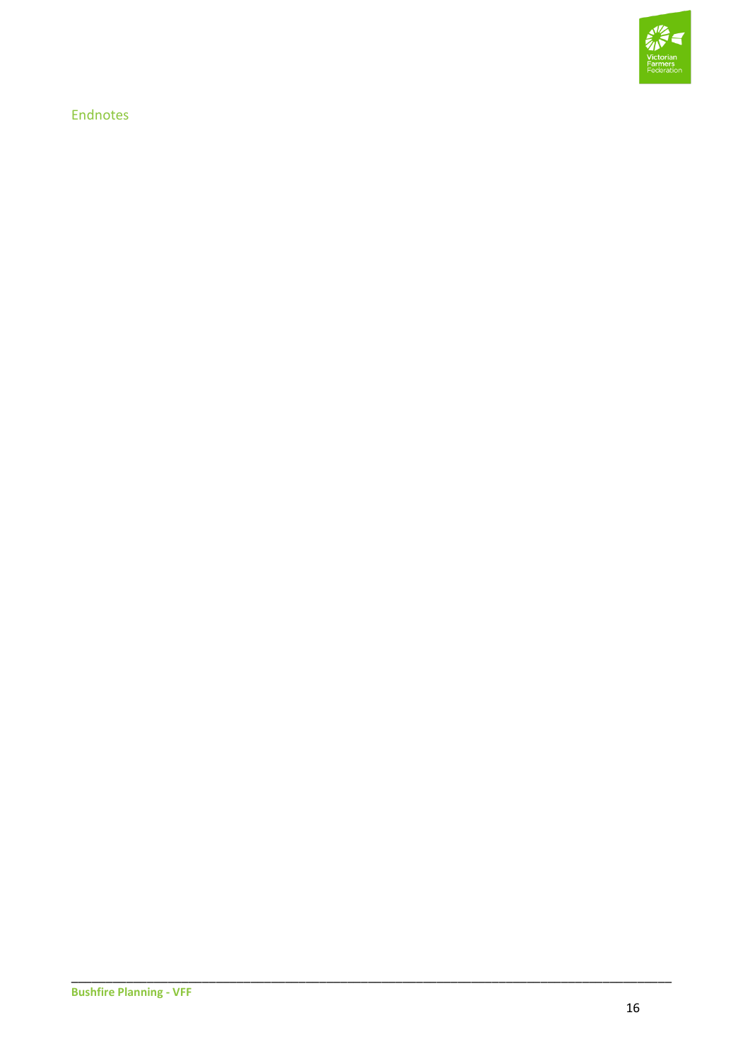## Endnotes